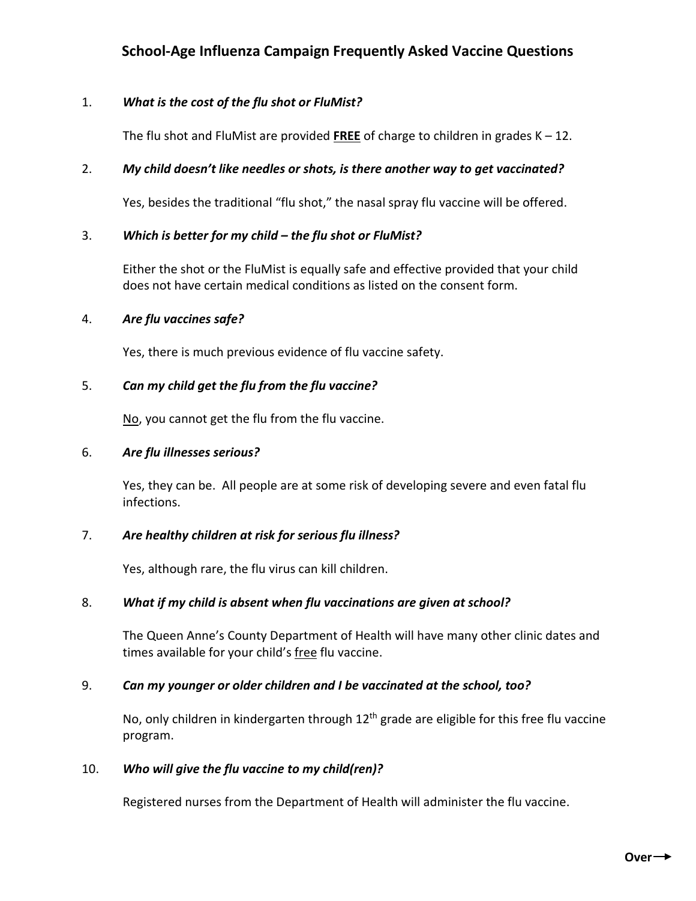# School-Age Influenza Campaign Frequently Asked Vaccine Questions

1. ***What is the cost of the flu shot or FluMist?***

   The flu shot and FluMist are provided **FREE** of charge to children in grades K – 12.

2. ***My child doesn't like needles or shots, is there another way to get vaccinated?***

   Yes, besides the traditional "flu shot," the nasal spray flu vaccine will be offered.

3. ***Which is better for my child – the flu shot or FluMist?***

   Either the shot or the FluMist is equally safe and effective provided that your child does not have certain medical conditions as listed on the consent form.

4. ***Are flu vaccines safe?***

   Yes, there is much previous evidence of flu vaccine safety.

5. ***Can my child get the flu from the flu vaccine?***

   No, you cannot get the flu from the flu vaccine.

6. ***Are flu illnesses serious?***

   Yes, they can be. All people are at some risk of developing severe and even fatal flu infections.

7. ***Are healthy children at risk for serious flu illness?***

   Yes, although rare, the flu virus can kill children.

8. ***What if my child is absent when flu vaccinations are given at school?***

   The Queen Anne's County Department of Health will have many other clinic dates and times available for your child's free flu vaccine.

9. ***Can my younger or older children and I be vaccinated at the school, too?***

   No, only children in kindergarten through 12th grade are eligible for this free flu vaccine program.

10. ***Who will give the flu vaccine to my child(ren)?***

    Registered nurses from the Department of Health will administer the flu vaccine.

**Over→**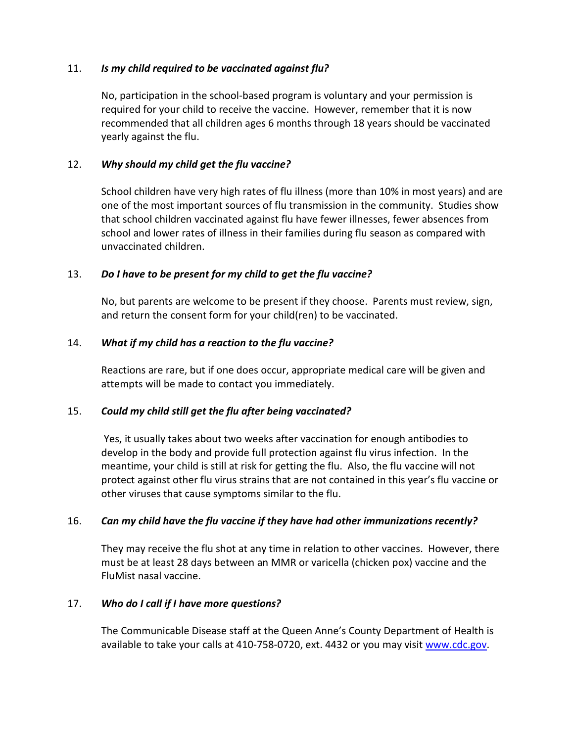11. ***Is my child required to be vaccinated against flu?***

    No, participation in the school-based program is voluntary and your permission is required for your child to receive the vaccine. However, remember that it is now recommended that all children ages 6 months through 18 years should be vaccinated yearly against the flu.

12. ***Why should my child get the flu vaccine?***

    School children have very high rates of flu illness (more than 10% in most years) and are one of the most important sources of flu transmission in the community. Studies show that school children vaccinated against flu have fewer illnesses, fewer absences from school and lower rates of illness in their families during flu season as compared with unvaccinated children.

13. ***Do I have to be present for my child to get the flu vaccine?***

    No, but parents are welcome to be present if they choose. Parents must review, sign, and return the consent form for your child(ren) to be vaccinated.

14. ***What if my child has a reaction to the flu vaccine?***

    Reactions are rare, but if one does occur, appropriate medical care will be given and attempts will be made to contact you immediately.

15. ***Could my child still get the flu after being vaccinated?***

    Yes, it usually takes about two weeks after vaccination for enough antibodies to develop in the body and provide full protection against flu virus infection. In the meantime, your child is still at risk for getting the flu. Also, the flu vaccine will not protect against other flu virus strains that are not contained in this year's flu vaccine or other viruses that cause symptoms similar to the flu.

16. ***Can my child have the flu vaccine if they have had other immunizations recently?***

    They may receive the flu shot at any time in relation to other vaccines. However, there must be at least 28 days between an MMR or varicella (chicken pox) vaccine and the FluMist nasal vaccine.

17. ***Who do I call if I have more questions?***

    The Communicable Disease staff at the Queen Anne's County Department of Health is available to take your calls at 410-758-0720, ext. 4432 or you may visit [www.cdc.gov](http://www.cdc.gov).